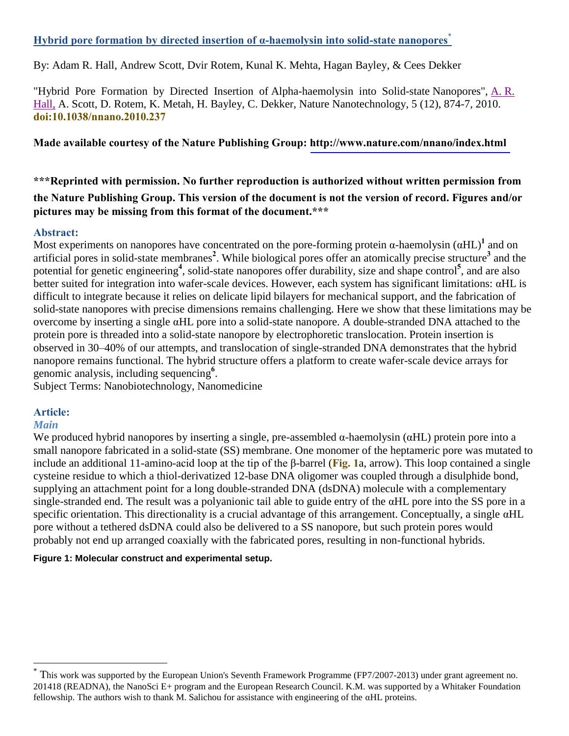# Hybrid pore formation by directed insertion of α-haemolysin into solid-state nanopores[*]

By: Adam R. Hall, Andrew Scott, Dvir Rotem, Kunal K. Mehta, Hagan Bayley, & Cees Dekker

"Hybrid Pore Formation by Directed Insertion of Alpha-haemolysin into Solid-state Nanopores", A. R. Hall, A. Scott, D. Rotem, K. Metah, H. Bayley, C. Dekker, Nature Nanotechnology, 5 (12), 874-7, 2010. **doi:10.1038/nnano.2010.237**

**Made available courtesy of the Nature Publishing Group: http://www.nature.com/nnano/index.html**

**\*\*\*Reprinted with permission. No further reproduction is authorized without written permission from the Nature Publishing Group. This version of the document is not the version of record. Figures and/or pictures may be missing from this format of the document.\*\*\***

## Abstract:

Most experiments on nanopores have concentrated on the pore-forming protein α-haemolysin (αHL)[1] and on artificial pores in solid-state membranes[2]. While biological pores offer an atomically precise structure[3] and the potential for genetic engineering[4], solid-state nanopores offer durability, size and shape control[5], and are also better suited for integration into wafer-scale devices. However, each system has significant limitations: αHL is difficult to integrate because it relies on delicate lipid bilayers for mechanical support, and the fabrication of solid-state nanopores with precise dimensions remains challenging. Here we show that these limitations may be overcome by inserting a single αHL pore into a solid-state nanopore. A double-stranded DNA attached to the protein pore is threaded into a solid-state nanopore by electrophoretic translocation. Protein insertion is observed in 30–40% of our attempts, and translocation of single-stranded DNA demonstrates that the hybrid nanopore remains functional. The hybrid structure offers a platform to create wafer-scale device arrays for genomic analysis, including sequencing[6].

Subject Terms: Nanobiotechnology, Nanomedicine

## Article:

### *Main*

We produced hybrid nanopores by inserting a single, pre-assembled α-haemolysin (αHL) protein pore into a small nanopore fabricated in a solid-state (SS) membrane. One monomer of the heptameric pore was mutated to include an additional 11-amino-acid loop at the tip of the β-barrel (**Fig. 1**a, arrow). This loop contained a single cysteine residue to which a thiol-derivatized 12-base DNA oligomer was coupled through a disulphide bond, supplying an attachment point for a long double-stranded DNA (dsDNA) molecule with a complementary single-stranded end. The result was a polyanionic tail able to guide entry of the αHL pore into the SS pore in a specific orientation. This directionality is a crucial advantage of this arrangement. Conceptually, a single αHL pore without a tethered dsDNA could also be delivered to a SS nanopore, but such protein pores would probably not end up arranged coaxially with the fabricated pores, resulting in non-functional hybrids.

**Figure 1: Molecular construct and experimental setup.**

[*] This work was supported by the European Union's Seventh Framework Programme (FP7/2007-2013) under grant agreement no. 201418 (READNA), the NanoSci E+ program and the European Research Council. K.M. was supported by a Whitaker Foundation fellowship. The authors wish to thank M. Salichou for assistance with engineering of the αHL proteins.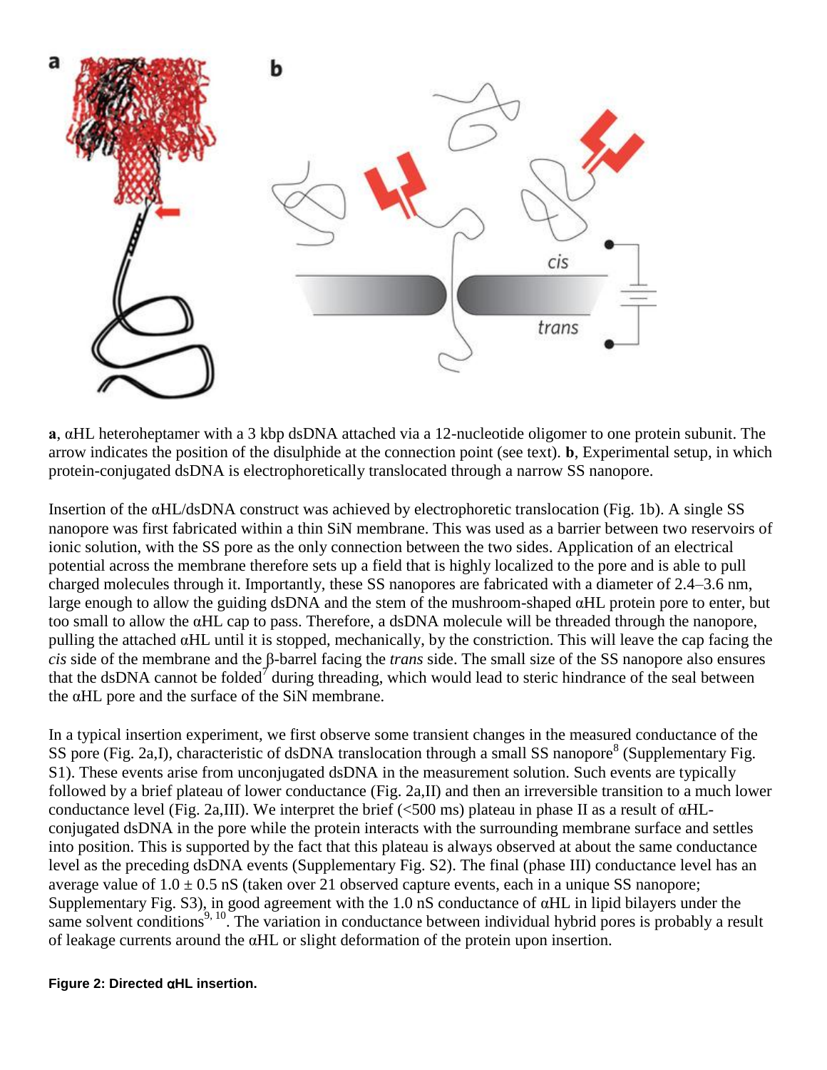**a**, αHL heteroheptamer with a 3 kbp dsDNA attached via a 12-nucleotide oligomer to one protein subunit. The arrow indicates the position of the disulphide at the connection point (see text). **b**, Experimental setup, in which protein-conjugated dsDNA is electrophoretically translocated through a narrow SS nanopore.

Insertion of the αHL/dsDNA construct was achieved by electrophoretic translocation (Fig. 1b). A single SS nanopore was first fabricated within a thin SiN membrane. This was used as a barrier between two reservoirs of ionic solution, with the SS pore as the only connection between the two sides. Application of an electrical potential across the membrane therefore sets up a field that is highly localized to the pore and is able to pull charged molecules through it. Importantly, these SS nanopores are fabricated with a diameter of 2.4–3.6 nm, large enough to allow the guiding dsDNA and the stem of the mushroom-shaped αHL protein pore to enter, but too small to allow the αHL cap to pass. Therefore, a dsDNA molecule will be threaded through the nanopore, pulling the attached αHL until it is stopped, mechanically, by the constriction. This will leave the cap facing the *cis* side of the membrane and the β-barrel facing the *trans* side. The small size of the SS nanopore also ensures that the dsDNA cannot be folded[7] during threading, which would lead to steric hindrance of the seal between the αHL pore and the surface of the SiN membrane.

In a typical insertion experiment, we first observe some transient changes in the measured conductance of the SS pore (Fig. 2a,I), characteristic of dsDNA translocation through a small SS nanopore[8] (Supplementary Fig. S1). These events arise from unconjugated dsDNA in the measurement solution. Such events are typically followed by a brief plateau of lower conductance (Fig. 2a,II) and then an irreversible transition to a much lower conductance level (Fig. 2a,III). We interpret the brief (<500 ms) plateau in phase II as a result of αHL-conjugated dsDNA in the pore while the protein interacts with the surrounding membrane surface and settles into position. This is supported by the fact that this plateau is always observed at about the same conductance level as the preceding dsDNA events (Supplementary Fig. S2). The final (phase III) conductance level has an average value of $1.0 \pm 0.5$ nS (taken over 21 observed capture events, each in a unique SS nanopore; Supplementary Fig. S3), in good agreement with the 1.0 nS conductance of αHL in lipid bilayers under the same solvent conditions[9,10]. The variation in conductance between individual hybrid pores is probably a result of leakage currents around the αHL or slight deformation of the protein upon insertion.

**Figure 2: Directed αHL insertion.**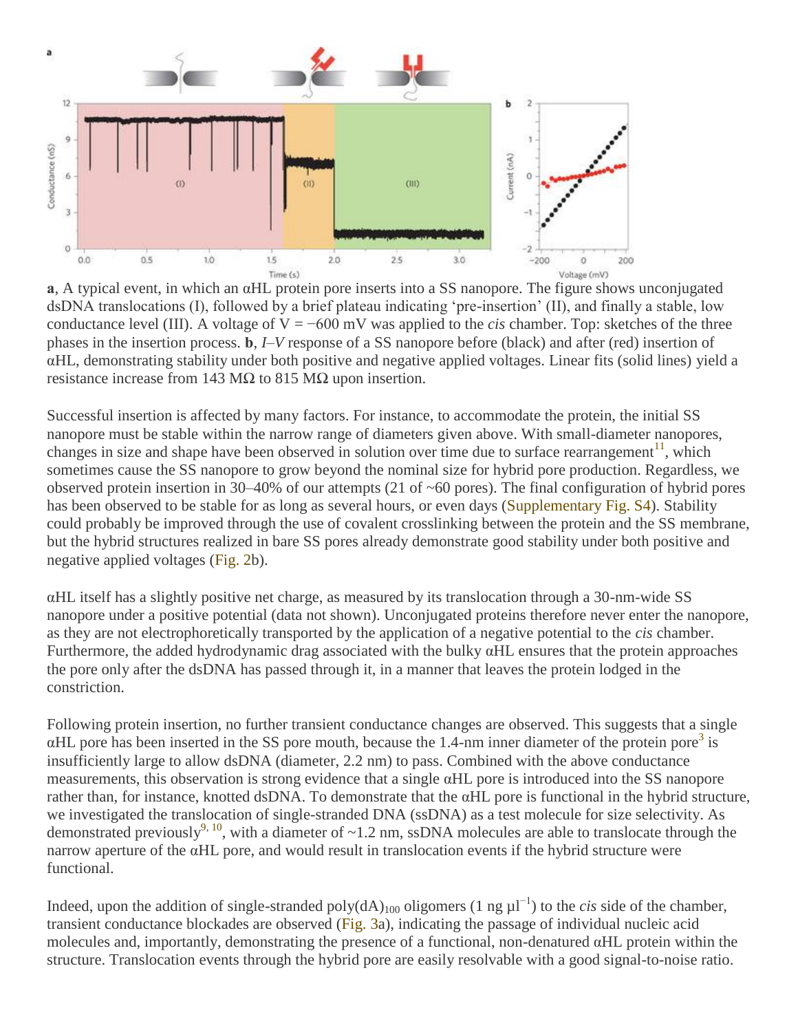**a**, A typical event, in which an αHL protein pore inserts into a SS nanopore. The figure shows unconjugated dsDNA translocations (I), followed by a brief plateau indicating 'pre-insertion' (II), and finally a stable, low conductance level (III). A voltage of $V = -600$ mV was applied to the *cis* chamber. Top: sketches of the three phases in the insertion process. **b**, *I–V* response of a SS nanopore before (black) and after (red) insertion of αHL, demonstrating stability under both positive and negative applied voltages. Linear fits (solid lines) yield a resistance increase from 143 MΩ to 815 MΩ upon insertion.

Successful insertion is affected by many factors. For instance, to accommodate the protein, the initial SS nanopore must be stable within the narrow range of diameters given above. With small-diameter nanopores, changes in size and shape have been observed in solution over time due to surface rearrangement[11], which sometimes cause the SS nanopore to grow beyond the nominal size for hybrid pore production. Regardless, we observed protein insertion in 30–40% of our attempts (21 of ~60 pores). The final configuration of hybrid pores has been observed to be stable for as long as several hours, or even days (Supplementary Fig. S4). Stability could probably be improved through the use of covalent crosslinking between the protein and the SS membrane, but the hybrid structures realized in bare SS pores already demonstrate good stability under both positive and negative applied voltages (Fig. 2b).

αHL itself has a slightly positive net charge, as measured by its translocation through a 30-nm-wide SS nanopore under a positive potential (data not shown). Unconjugated proteins therefore never enter the nanopore, as they are not electrophoretically transported by the application of a negative potential to the *cis* chamber. Furthermore, the added hydrodynamic drag associated with the bulky αHL ensures that the protein approaches the pore only after the dsDNA has passed through it, in a manner that leaves the protein lodged in the constriction.

Following protein insertion, no further transient conductance changes are observed. This suggests that a single αHL pore has been inserted in the SS pore mouth, because the 1.4-nm inner diameter of the protein pore[3] is insufficiently large to allow dsDNA (diameter, 2.2 nm) to pass. Combined with the above conductance measurements, this observation is strong evidence that a single αHL pore is introduced into the SS nanopore rather than, for instance, knotted dsDNA. To demonstrate that the αHL pore is functional in the hybrid structure, we investigated the translocation of single-stranded DNA (ssDNA) as a test molecule for size selectivity. As demonstrated previously[9, 10], with a diameter of ~1.2 nm, ssDNA molecules are able to translocate through the narrow aperture of the αHL pore, and would result in translocation events if the hybrid structure were functional.

Indeed, upon the addition of single-stranded poly(dA)$_{100}$ oligomers (1 ng μl$^{-1}$) to the *cis* side of the chamber, transient conductance blockades are observed (Fig. 3a), indicating the passage of individual nucleic acid molecules and, importantly, demonstrating the presence of a functional, non-denatured αHL protein within the structure. Translocation events through the hybrid pore are easily resolvable with a good signal-to-noise ratio.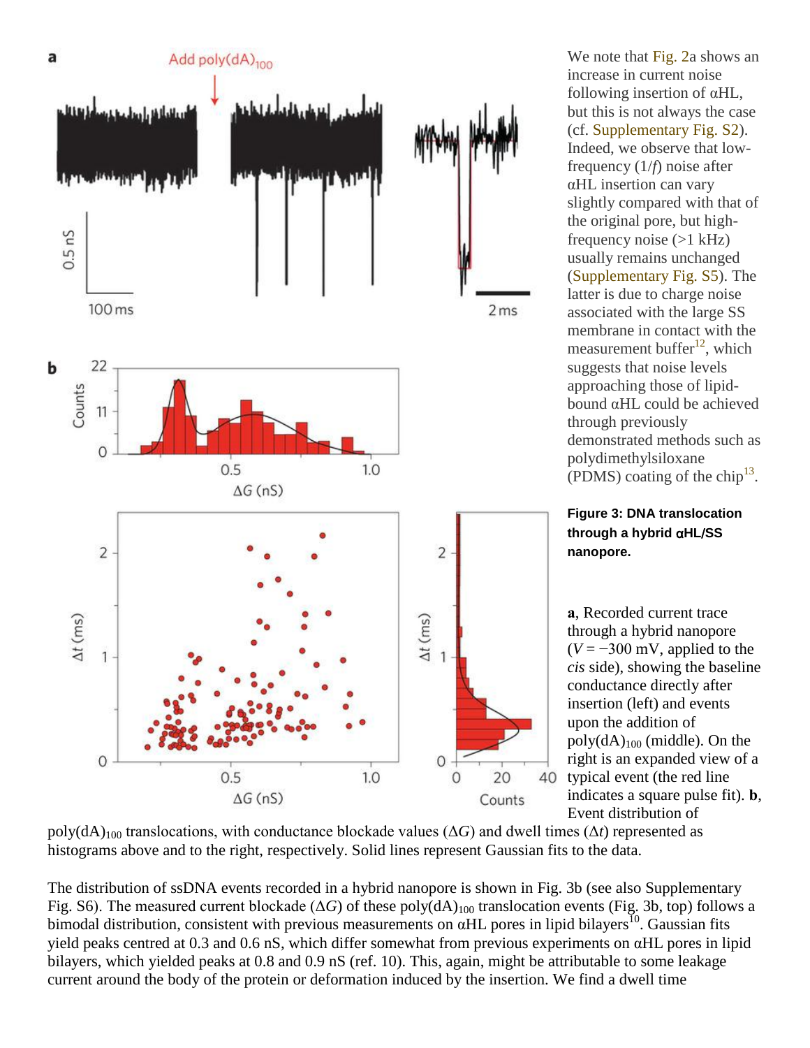We note that Fig. 2a shows an increase in current noise following insertion of αHL, but this is not always the case (cf. Supplementary Fig. S2). Indeed, we observe that low-frequency (1/*f*) noise after αHL insertion can vary slightly compared with that of the original pore, but high-frequency noise (>1 kHz) usually remains unchanged (Supplementary Fig. S5). The latter is due to charge noise associated with the large SS membrane in contact with the measurement buffer[12], which suggests that noise levels approaching those of lipid-bound αHL could be achieved through previously demonstrated methods such as polydimethylsiloxane (PDMS) coating of the chip[13].

**Figure 3: DNA translocation through a hybrid αHL/SS nanopore.**

**a**, Recorded current trace through a hybrid nanopore ($V = -300$ mV, applied to the *cis* side), showing the baseline conductance directly after insertion (left) and events upon the addition of poly(dA)$_{100}$ (middle). On the right is an expanded view of a typical event (the red line indicates a square pulse fit). **b**, Event distribution of poly(dA)$_{100}$ translocations, with conductance blockade values ($\Delta G$) and dwell times ($\Delta t$) represented as histograms above and to the right, respectively. Solid lines represent Gaussian fits to the data.

The distribution of ssDNA events recorded in a hybrid nanopore is shown in Fig. 3b (see also Supplementary Fig. S6). The measured current blockade ($\Delta G$) of these poly(dA)$_{100}$ translocation events (Fig. 3b, top) follows a bimodal distribution, consistent with previous measurements on αHL pores in lipid bilayers[10]. Gaussian fits yield peaks centred at 0.3 and 0.6 nS, which differ somewhat from previous experiments on αHL pores in lipid bilayers, which yielded peaks at 0.8 and 0.9 nS (ref. 10). This, again, might be attributable to some leakage current around the body of the protein or deformation induced by the insertion. We find a dwell time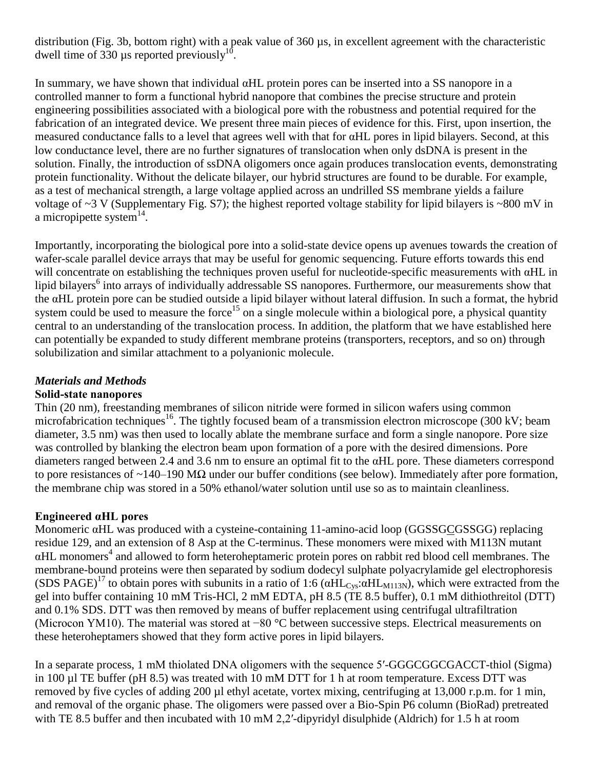distribution (Fig. 3b, bottom right) with a peak value of 360 µs, in excellent agreement with the characteristic dwell time of 330 µs reported previously[10].

In summary, we have shown that individual αHL protein pores can be inserted into a SS nanopore in a controlled manner to form a functional hybrid nanopore that combines the precise structure and protein engineering possibilities associated with a biological pore with the robustness and potential required for the fabrication of an integrated device. We present three main pieces of evidence for this. First, upon insertion, the measured conductance falls to a level that agrees well with that for αHL pores in lipid bilayers. Second, at this low conductance level, there are no further signatures of translocation when only dsDNA is present in the solution. Finally, the introduction of ssDNA oligomers once again produces translocation events, demonstrating protein functionality. Without the delicate bilayer, our hybrid structures are found to be durable. For example, as a test of mechanical strength, a large voltage applied across an undrilled SS membrane yields a failure voltage of ~3 V (Supplementary Fig. S7); the highest reported voltage stability for lipid bilayers is ~800 mV in a micropipette system[14].

Importantly, incorporating the biological pore into a solid-state device opens up avenues towards the creation of wafer-scale parallel device arrays that may be useful for genomic sequencing. Future efforts towards this end will concentrate on establishing the techniques proven useful for nucleotide-specific measurements with αHL in lipid bilayers[6] into arrays of individually addressable SS nanopores. Furthermore, our measurements show that the αHL protein pore can be studied outside a lipid bilayer without lateral diffusion. In such a format, the hybrid system could be used to measure the force[15] on a single molecule within a biological pore, a physical quantity central to an understanding of the translocation process. In addition, the platform that we have established here can potentially be expanded to study different membrane proteins (transporters, receptors, and so on) through solubilization and similar attachment to a polyanionic molecule.

### *Materials and Methods*

#### Solid-state nanopores

Thin (20 nm), freestanding membranes of silicon nitride were formed in silicon wafers using common microfabrication techniques[16]. The tightly focused beam of a transmission electron microscope (300 kV; beam diameter, 3.5 nm) was then used to locally ablate the membrane surface and form a single nanopore. Pore size was controlled by blanking the electron beam upon formation of a pore with the desired dimensions. Pore diameters ranged between 2.4 and 3.6 nm to ensure an optimal fit to the αHL pore. These diameters correspond to pore resistances of ~140–190 MΩ under our buffer conditions (see below). Immediately after pore formation, the membrane chip was stored in a 50% ethanol/water solution until use so as to maintain cleanliness.

#### Engineered αHL pores

Monomeric αHL was produced with a cysteine-containing 11-amino-acid loop (GGSSG<u>C</u>GSSGG) replacing residue 129, and an extension of 8 Asp at the C-terminus. These monomers were mixed with M113N mutant αHL monomers[4] and allowed to form heteroheptameric protein pores on rabbit red blood cell membranes. The membrane-bound proteins were then separated by sodium dodecyl sulphate polyacrylamide gel electrophoresis (SDS PAGE)[17] to obtain pores with subunits in a ratio of 1:6 ($\alpha HL_{Cys}$:$\alpha HL_{M113N}$), which were extracted from the gel into buffer containing 10 mM Tris-HCl, 2 mM EDTA, pH 8.5 (TE 8.5 buffer), 0.1 mM dithiothreitol (DTT) and 0.1% SDS. DTT was then removed by means of buffer replacement using centrifugal ultrafiltration (Microcon YM10). The material was stored at −80 °C between successive steps. Electrical measurements on these heteroheptamers showed that they form active pores in lipid bilayers.

In a separate process, 1 mM thiolated DNA oligomers with the sequence 5′-GGGCGGCGACCT-thiol (Sigma) in 100 µl TE buffer (pH 8.5) was treated with 10 mM DTT for 1 h at room temperature. Excess DTT was removed by five cycles of adding 200 µl ethyl acetate, vortex mixing, centrifuging at 13,000 r.p.m. for 1 min, and removal of the organic phase. The oligomers were passed over a Bio-Spin P6 column (BioRad) pretreated with TE 8.5 buffer and then incubated with 10 mM 2,2′-dipyridyl disulphide (Aldrich) for 1.5 h at room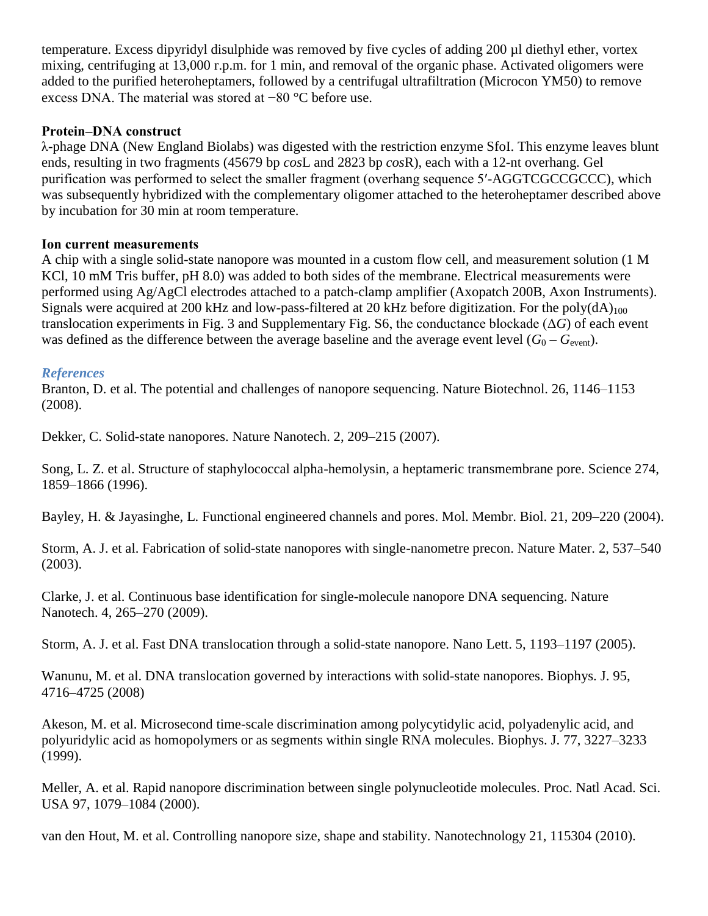temperature. Excess dipyridyl disulphide was removed by five cycles of adding 200 µl diethyl ether, vortex mixing, centrifuging at 13,000 r.p.m. for 1 min, and removal of the organic phase. Activated oligomers were added to the purified heteroheptamers, followed by a centrifugal ultrafiltration (Microcon YM50) to remove excess DNA. The material was stored at −80 °C before use.

**Protein–DNA construct**

λ-phage DNA (New England Biolabs) was digested with the restriction enzyme SfoI. This enzyme leaves blunt ends, resulting in two fragments (45679 bp *cos*L and 2823 bp *cos*R), each with a 12-nt overhang. Gel purification was performed to select the smaller fragment (overhang sequence 5′-AGGTCGCCGCCC), which was subsequently hybridized with the complementary oligomer attached to the heteroheptamer described above by incubation for 30 min at room temperature.

**Ion current measurements**

A chip with a single solid-state nanopore was mounted in a custom flow cell, and measurement solution (1 M KCl, 10 mM Tris buffer, pH 8.0) was added to both sides of the membrane. Electrical measurements were performed using Ag/AgCl electrodes attached to a patch-clamp amplifier (Axopatch 200B, Axon Instruments). Signals were acquired at 200 kHz and low-pass-filtered at 20 kHz before digitization. For the poly$(dA)_{100}$ translocation experiments in Fig. 3 and Supplementary Fig. S6, the conductance blockade ($\Delta G$) of each event was defined as the difference between the average baseline and the average event level ($G_0 - G_{event}$).

### *References*

Branton, D. et al. The potential and challenges of nanopore sequencing. Nature Biotechnol. 26, 1146–1153 (2008).

Dekker, C. Solid-state nanopores. Nature Nanotech. 2, 209–215 (2007).

Song, L. Z. et al. Structure of staphylococcal alpha-hemolysin, a heptameric transmembrane pore. Science 274, 1859–1866 (1996).

Bayley, H. & Jayasinghe, L. Functional engineered channels and pores. Mol. Membr. Biol. 21, 209–220 (2004).

Storm, A. J. et al. Fabrication of solid-state nanopores with single-nanometre precon. Nature Mater. 2, 537–540 (2003).

Clarke, J. et al. Continuous base identification for single-molecule nanopore DNA sequencing. Nature Nanotech. 4, 265–270 (2009).

Storm, A. J. et al. Fast DNA translocation through a solid-state nanopore. Nano Lett. 5, 1193–1197 (2005).

Wanunu, M. et al. DNA translocation governed by interactions with solid-state nanopores. Biophys. J. 95, 4716–4725 (2008)

Akeson, M. et al. Microsecond time-scale discrimination among polycytidylic acid, polyadenylic acid, and polyuridylic acid as homopolymers or as segments within single RNA molecules. Biophys. J. 77, 3227–3233 (1999).

Meller, A. et al. Rapid nanopore discrimination between single polynucleotide molecules. Proc. Natl Acad. Sci. USA 97, 1079–1084 (2000).

van den Hout, M. et al. Controlling nanopore size, shape and stability. Nanotechnology 21, 115304 (2010).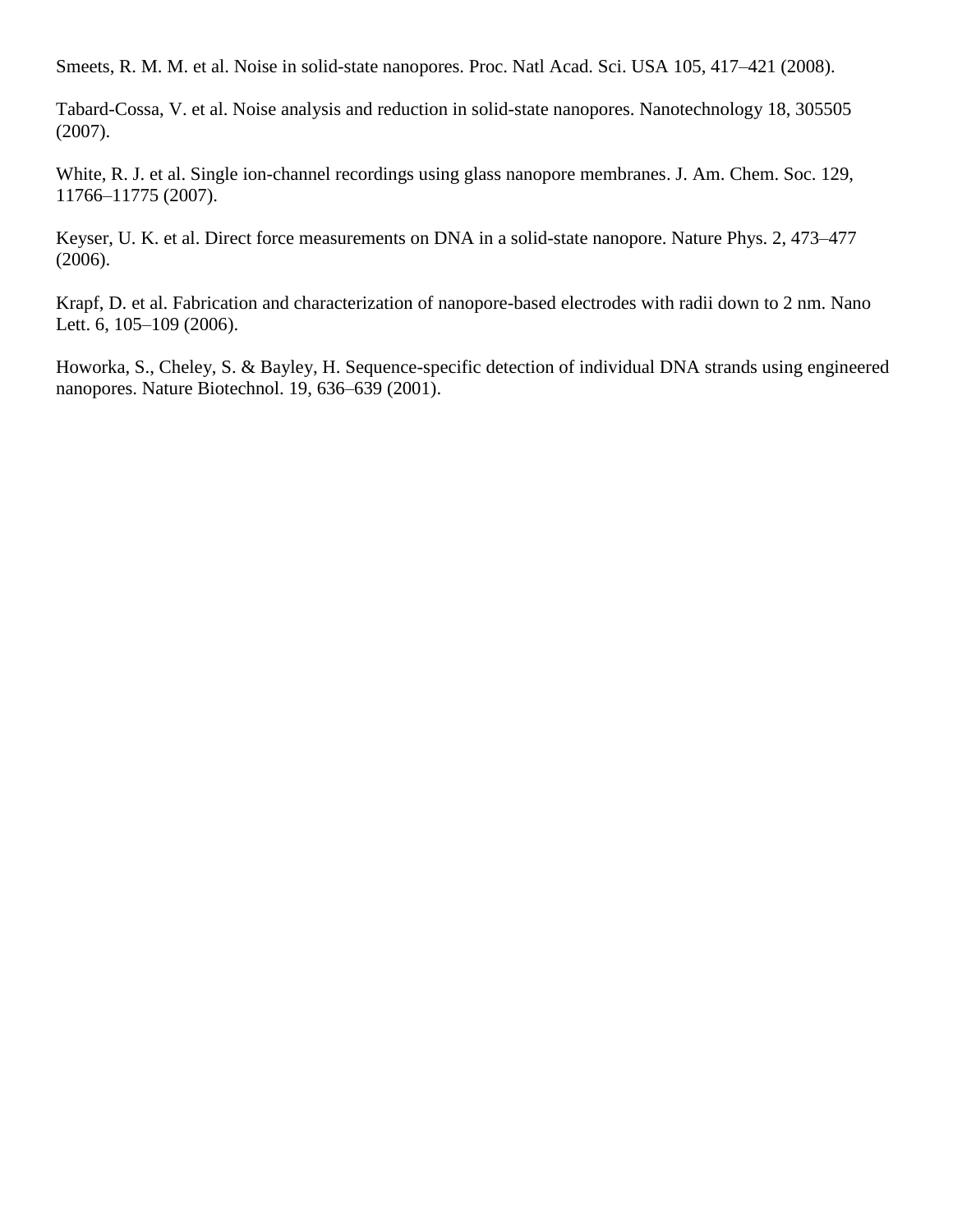Smeets, R. M. M. et al. Noise in solid-state nanopores. Proc. Natl Acad. Sci. USA 105, 417–421 (2008).

Tabard-Cossa, V. et al. Noise analysis and reduction in solid-state nanopores. Nanotechnology 18, 305505 (2007).

White, R. J. et al. Single ion-channel recordings using glass nanopore membranes. J. Am. Chem. Soc. 129, 11766–11775 (2007).

Keyser, U. K. et al. Direct force measurements on DNA in a solid-state nanopore. Nature Phys. 2, 473–477 (2006).

Krapf, D. et al. Fabrication and characterization of nanopore-based electrodes with radii down to 2 nm. Nano Lett. 6, 105–109 (2006).

Howorka, S., Cheley, S. & Bayley, H. Sequence-specific detection of individual DNA strands using engineered nanopores. Nature Biotechnol. 19, 636–639 (2001).